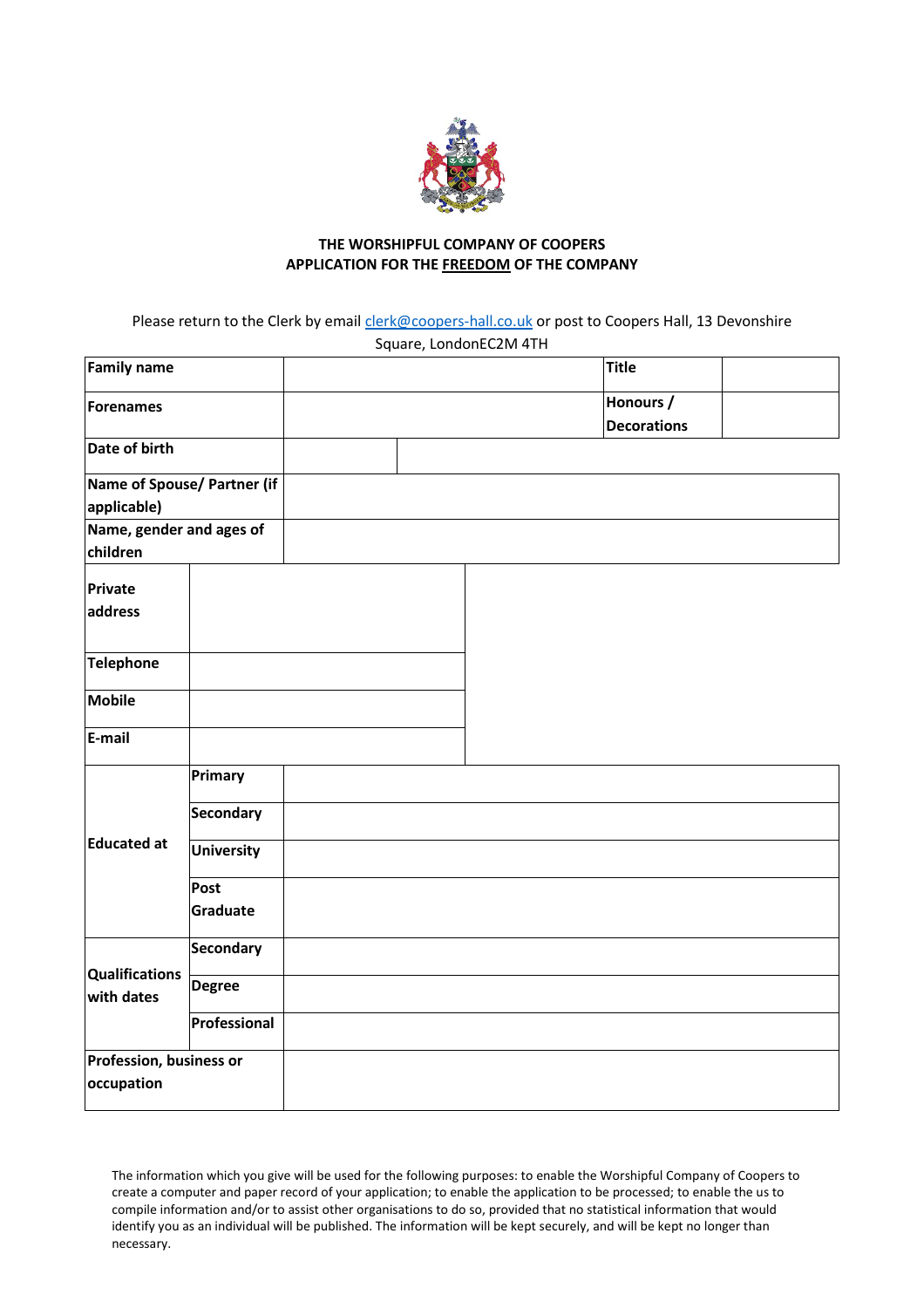**THE WORSHIPFUL COMPANY OF COOPERS**
**APPLICATION FOR THE FREEDOM OF THE COMPANY**

Please return to the Clerk by email clerk@coopers-hall.co.uk or post to Coopers Hall, 13 Devonshire Square, LondonEC2M 4TH

| | | | |
|---|---|---|---|
| **Family name** | | **Title** | |
| **Forenames** | | **Honours / Decorations** | |
| **Date of birth** | | | |
| **Name of Spouse/ Partner (if applicable)** | | | |
| **Name, gender and ages of children** | | | |

| | |
|---|---|
| **Private address** | |
| **Telephone** | |
| **Mobile** | |
| **E-mail** | |

| | | |
|---|---|---|
| **Educated at** | **Primary** | |
| | **Secondary** | |
| | **University** | |
| | **Post Graduate** | |
| **Qualifications with dates** | **Secondary** | |
| | **Degree** | |
| | **Professional** | |
| **Profession, business or occupation** | | |

The information which you give will be used for the following purposes: to enable the Worshipful Company of Coopers to create a computer and paper record of your application; to enable the application to be processed; to enable the us to compile information and/or to assist other organisations to do so, provided that no statistical information that would identify you as an individual will be published. The information will be kept securely, and will be kept no longer than necessary.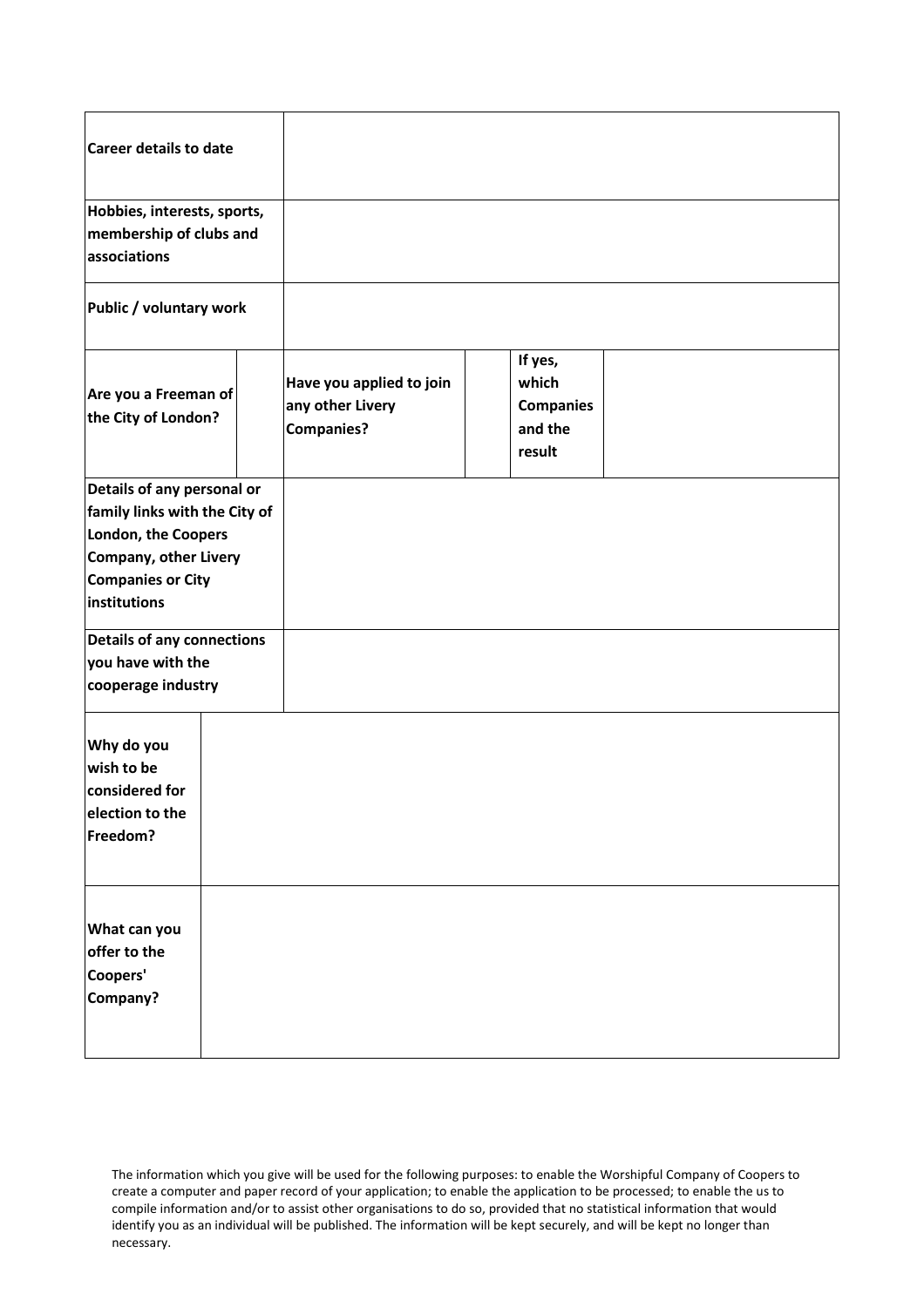| | | | | | |
|---|---|---|---|---|---|
| **Career details to date** | | | | | |
| **Hobbies, interests, sports, membership of clubs and associations** | | | | | |
| **Public / voluntary work** | | | | | |
| **Are you a Freeman of the City of London?** | | **Have you applied to join any other Livery Companies?** | | **If yes, which Companies and the result** | |
| **Details of any personal or family links with the City of London, the Coopers Company, other Livery Companies or City institutions** | | | | | |
| **Details of any connections you have with the cooperage industry** | | | | | |
| **Why do you wish to be considered for election to the Freedom?** | | | | | |
| **What can you offer to the Coopers' Company?** | | | | | |

The information which you give will be used for the following purposes: to enable the Worshipful Company of Coopers to create a computer and paper record of your application; to enable the application to be processed; to enable the us to compile information and/or to assist other organisations to do so, provided that no statistical information that would identify you as an individual will be published. The information will be kept securely, and will be kept no longer than necessary.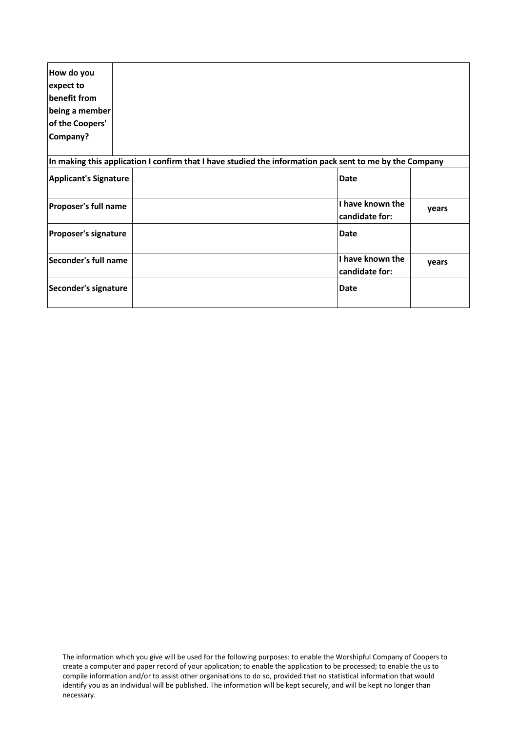| | | | |
|---|---|---|---|
| **How do you expect to benefit from being a member of the Coopers' Company?** | | | |
| **In making this application I confirm that I have studied the information pack sent to me by the Company** | | | |
| **Applicant's Signature** | | **Date** | |
| **Proposer's full name** | | **I have known the candidate for:** | **years** |
| **Proposer's signature** | | **Date** | |
| **Seconder's full name** | | **I have known the candidate for:** | **years** |
| **Seconder's signature** | | **Date** | |

The information which you give will be used for the following purposes: to enable the Worshipful Company of Coopers to create a computer and paper record of your application; to enable the application to be processed; to enable the us to compile information and/or to assist other organisations to do so, provided that no statistical information that would identify you as an individual will be published. The information will be kept securely, and will be kept no longer than necessary.